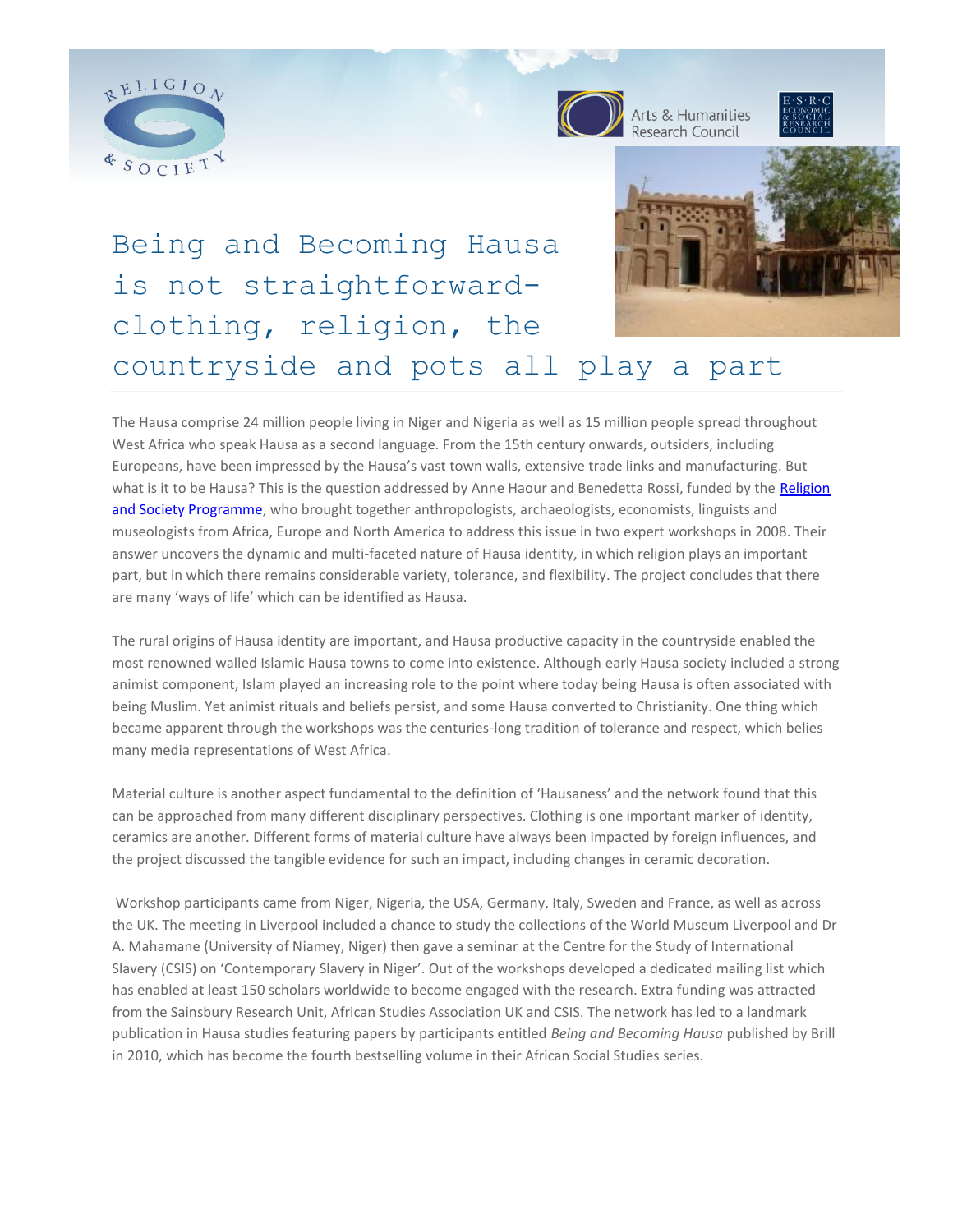# Being and Becoming Hausa is not straightforward-clothing, religion, the countryside and pots all play a part

The Hausa comprise 24 million people living in Niger and Nigeria as well as 15 million people spread throughout West Africa who speak Hausa as a second language. From the 15th century onwards, outsiders, including Europeans, have been impressed by the Hausa's vast town walls, extensive trade links and manufacturing. But what is it to be Hausa? This is the question addressed by Anne Haour and Benedetta Rossi, funded by the Religion and Society Programme, who brought together anthropologists, archaeologists, economists, linguists and museologists from Africa, Europe and North America to address this issue in two expert workshops in 2008. Their answer uncovers the dynamic and multi-faceted nature of Hausa identity, in which religion plays an important part, but in which there remains considerable variety, tolerance, and flexibility. The project concludes that there are many 'ways of life' which can be identified as Hausa.

The rural origins of Hausa identity are important, and Hausa productive capacity in the countryside enabled the most renowned walled Islamic Hausa towns to come into existence. Although early Hausa society included a strong animist component, Islam played an increasing role to the point where today being Hausa is often associated with being Muslim. Yet animist rituals and beliefs persist, and some Hausa converted to Christianity. One thing which became apparent through the workshops was the centuries-long tradition of tolerance and respect, which belies many media representations of West Africa.

Material culture is another aspect fundamental to the definition of 'Hausaness' and the network found that this can be approached from many different disciplinary perspectives. Clothing is one important marker of identity, ceramics are another. Different forms of material culture have always been impacted by foreign influences, and the project discussed the tangible evidence for such an impact, including changes in ceramic decoration.

Workshop participants came from Niger, Nigeria, the USA, Germany, Italy, Sweden and France, as well as across the UK. The meeting in Liverpool included a chance to study the collections of the World Museum Liverpool and Dr A. Mahamane (University of Niamey, Niger) then gave a seminar at the Centre for the Study of International Slavery (CSIS) on 'Contemporary Slavery in Niger'. Out of the workshops developed a dedicated mailing list which has enabled at least 150 scholars worldwide to become engaged with the research. Extra funding was attracted from the Sainsbury Research Unit, African Studies Association UK and CSIS. The network has led to a landmark publication in Hausa studies featuring papers by participants entitled *Being and Becoming Hausa* published by Brill in 2010, which has become the fourth bestselling volume in their African Social Studies series.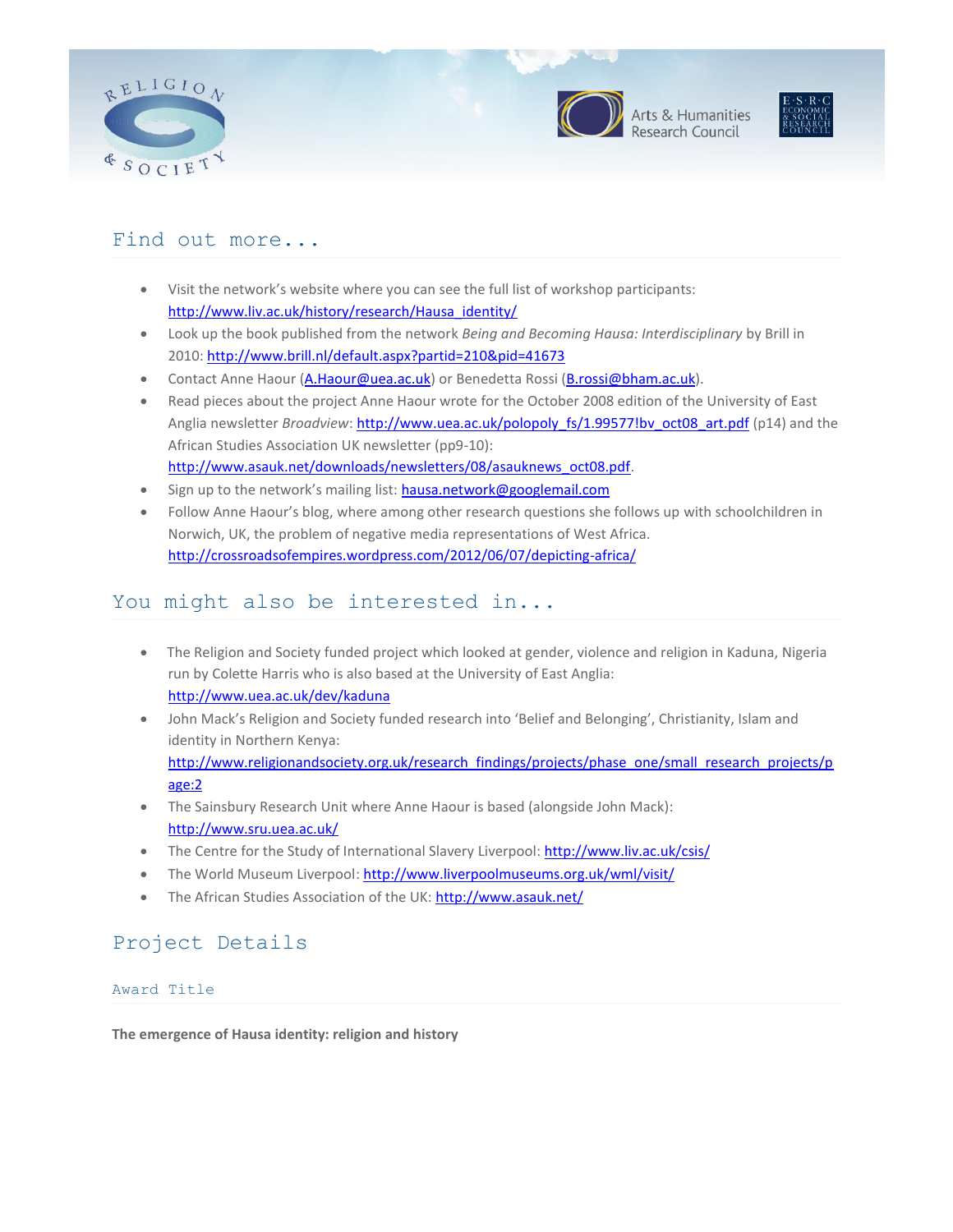## Find out more...

- Visit the network's website where you can see the full list of workshop participants: http://www.liv.ac.uk/history/research/Hausa_identity/
- Look up the book published from the network *Being and Becoming Hausa: Interdisciplinary* by Brill in 2010: http://www.brill.nl/default.aspx?partid=210&pid=41673
- Contact Anne Haour (A.Haour@uea.ac.uk) or Benedetta Rossi (B.rossi@bham.ac.uk).
- Read pieces about the project Anne Haour wrote for the October 2008 edition of the University of East Anglia newsletter *Broadview*: http://www.uea.ac.uk/polopoly_fs/1.99577!bv_oct08_art.pdf (p14) and the African Studies Association UK newsletter (pp9-10): http://www.asauk.net/downloads/newsletters/08/asauknews_oct08.pdf.
- Sign up to the network's mailing list: hausa.network@googlemail.com
- Follow Anne Haour's blog, where among other research questions she follows up with schoolchildren in Norwich, UK, the problem of negative media representations of West Africa. http://crossroadsofempires.wordpress.com/2012/06/07/depicting-africa/

## You might also be interested in...

- The Religion and Society funded project which looked at gender, violence and religion in Kaduna, Nigeria run by Colette Harris who is also based at the University of East Anglia: http://www.uea.ac.uk/dev/kaduna
- John Mack's Religion and Society funded research into 'Belief and Belonging', Christianity, Islam and identity in Northern Kenya: http://www.religionandsociety.org.uk/research_findings/projects/phase_one/small_research_projects/page:2
- The Sainsbury Research Unit where Anne Haour is based (alongside John Mack): http://www.sru.uea.ac.uk/
- The Centre for the Study of International Slavery Liverpool: http://www.liv.ac.uk/csis/
- The World Museum Liverpool: http://www.liverpoolmuseums.org.uk/wml/visit/
- The African Studies Association of the UK: http://www.asauk.net/

## Project Details

### Award Title

**The emergence of Hausa identity: religion and history**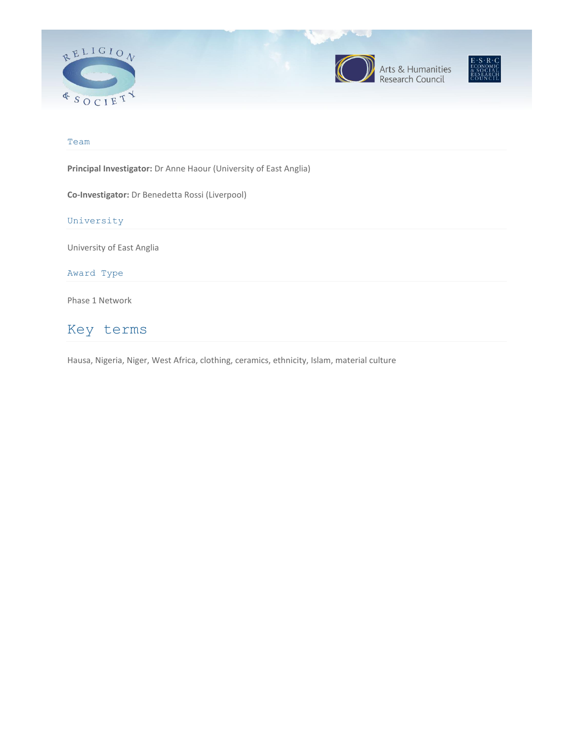### Team

**Principal Investigator:** Dr Anne Haour (University of East Anglia)

**Co-Investigator:** Dr Benedetta Rossi (Liverpool)

### University

University of East Anglia

### Award Type

Phase 1 Network

## Key terms

Hausa, Nigeria, Niger, West Africa, clothing, ceramics, ethnicity, Islam, material culture